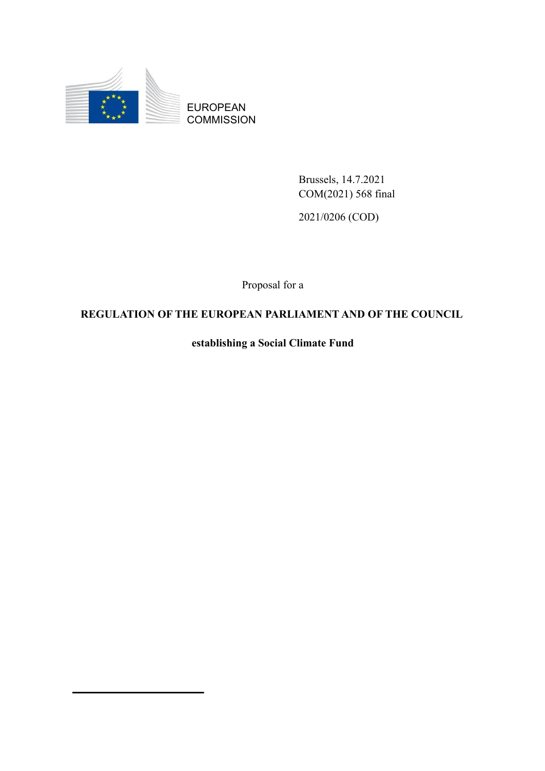EUROPEAN COMMISSION

Brussels, 14.7.2021
COM(2021) 568 final

2021/0206 (COD)

Proposal for a

**REGULATION OF THE EUROPEAN PARLIAMENT AND OF THE COUNCIL**

**establishing a Social Climate Fund**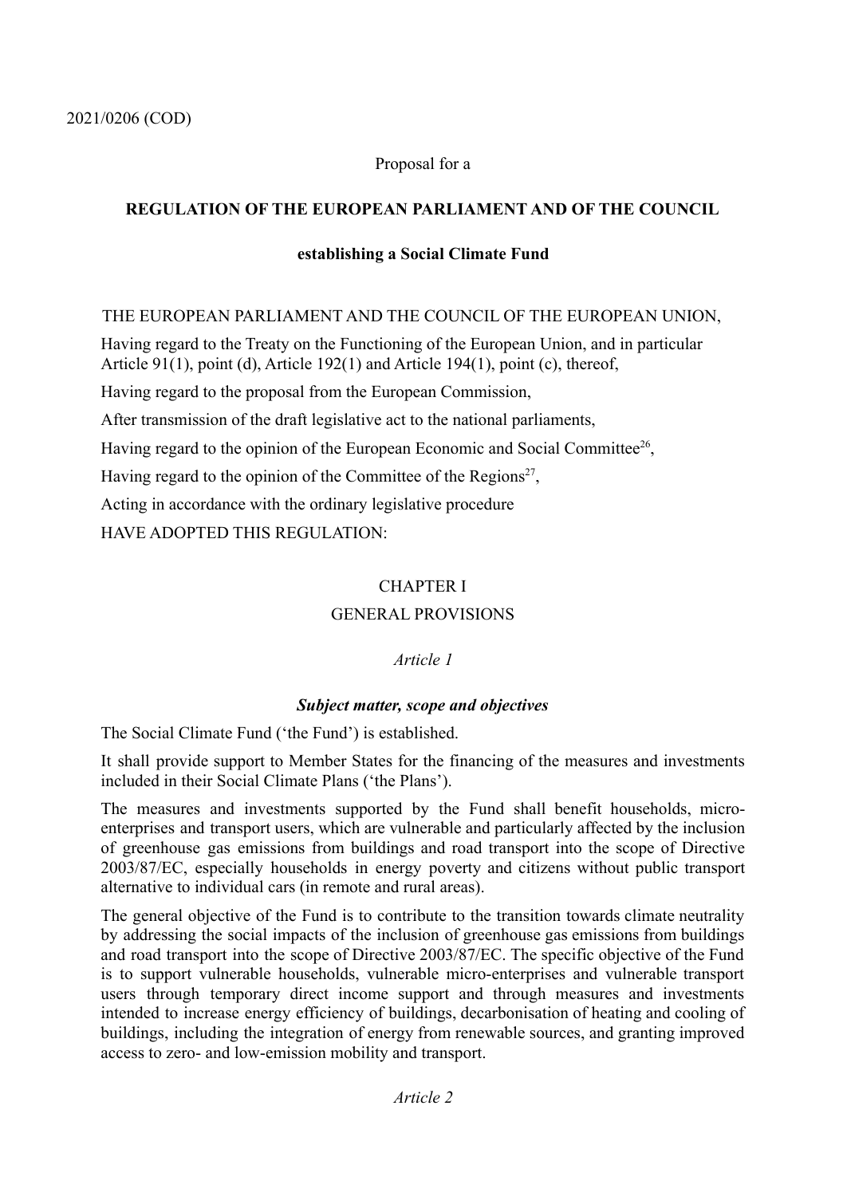2021/0206 (COD)

Proposal for a

**REGULATION OF THE EUROPEAN PARLIAMENT AND OF THE COUNCIL**

**establishing a Social Climate Fund**

THE EUROPEAN PARLIAMENT AND THE COUNCIL OF THE EUROPEAN UNION,

Having regard to the Treaty on the Functioning of the European Union, and in particular Article 91(1), point (d), Article 192(1) and Article 194(1), point (c), thereof,

Having regard to the proposal from the European Commission,

After transmission of the draft legislative act to the national parliaments,

Having regard to the opinion of the European Economic and Social Committee[26],

Having regard to the opinion of the Committee of the Regions[27],

Acting in accordance with the ordinary legislative procedure

HAVE ADOPTED THIS REGULATION:

## CHAPTER I

## GENERAL PROVISIONS

### *Article 1*

### ***Subject matter, scope and objectives***

The Social Climate Fund ('the Fund') is established.

It shall provide support to Member States for the financing of the measures and investments included in their Social Climate Plans ('the Plans').

The measures and investments supported by the Fund shall benefit households, micro-enterprises and transport users, which are vulnerable and particularly affected by the inclusion of greenhouse gas emissions from buildings and road transport into the scope of Directive 2003/87/EC, especially households in energy poverty and citizens without public transport alternative to individual cars (in remote and rural areas).

The general objective of the Fund is to contribute to the transition towards climate neutrality by addressing the social impacts of the inclusion of greenhouse gas emissions from buildings and road transport into the scope of Directive 2003/87/EC. The specific objective of the Fund is to support vulnerable households, vulnerable micro-enterprises and vulnerable transport users through temporary direct income support and through measures and investments intended to increase energy efficiency of buildings, decarbonisation of heating and cooling of buildings, including the integration of energy from renewable sources, and granting improved access to zero- and low-emission mobility and transport.

### *Article 2*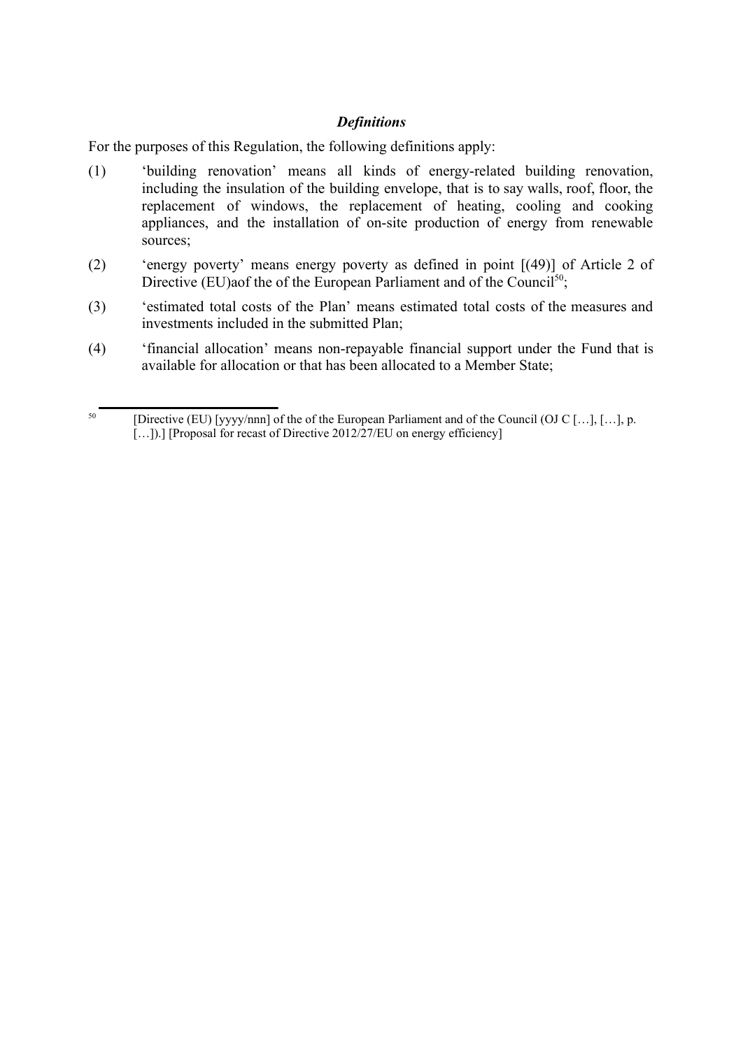***Definitions***

For the purposes of this Regulation, the following definitions apply:

(1) 'building renovation' means all kinds of energy-related building renovation, including the insulation of the building envelope, that is to say walls, roof, floor, the replacement of windows, the replacement of heating, cooling and cooking appliances, and the installation of on-site production of energy from renewable sources;

(2) 'energy poverty' means energy poverty as defined in point [(49)] of Article 2 of Directive (EU)aof the of the European Parliament and of the Council[50];

(3) 'estimated total costs of the Plan' means estimated total costs of the measures and investments included in the submitted Plan;

(4) 'financial allocation' means non-repayable financial support under the Fund that is available for allocation or that has been allocated to a Member State;

---

[50] [Directive (EU) [yyyy/nnn] of the of the European Parliament and of the Council (OJ C […], […], p. […]).] [Proposal for recast of Directive 2012/27/EU on energy efficiency]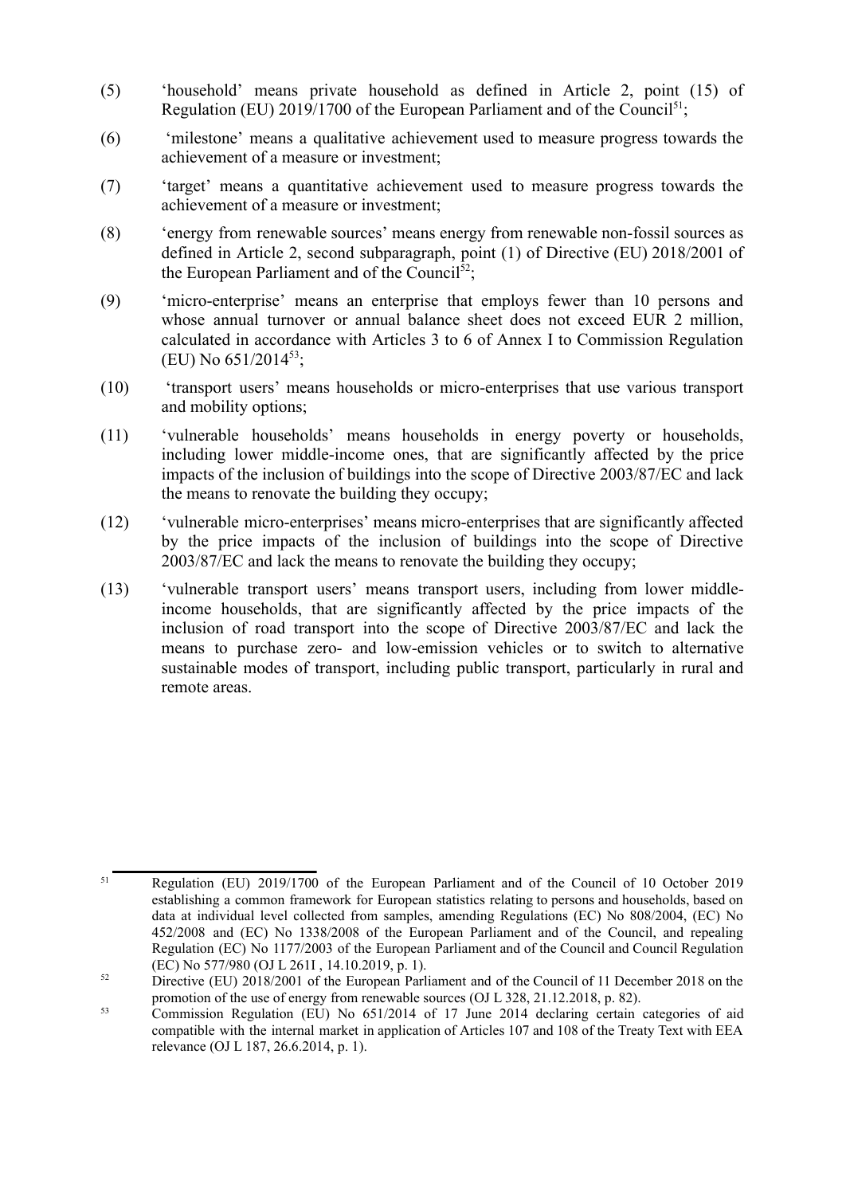(5) ‘household’ means private household as defined in Article 2, point (15) of Regulation (EU) 2019/1700 of the European Parliament and of the Council[51];

(6) ‘milestone’ means a qualitative achievement used to measure progress towards the achievement of a measure or investment;

(7) ‘target’ means a quantitative achievement used to measure progress towards the achievement of a measure or investment;

(8) ‘energy from renewable sources’ means energy from renewable non-fossil sources as defined in Article 2, second subparagraph, point (1) of Directive (EU) 2018/2001 of the European Parliament and of the Council[52];

(9) ‘micro-enterprise’ means an enterprise that employs fewer than 10 persons and whose annual turnover or annual balance sheet does not exceed EUR 2 million, calculated in accordance with Articles 3 to 6 of Annex I to Commission Regulation (EU) No 651/2014[53];

(10) ‘transport users’ means households or micro-enterprises that use various transport and mobility options;

(11) ‘vulnerable households’ means households in energy poverty or households, including lower middle-income ones, that are significantly affected by the price impacts of the inclusion of buildings into the scope of Directive 2003/87/EC and lack the means to renovate the building they occupy;

(12) ‘vulnerable micro-enterprises’ means micro-enterprises that are significantly affected by the price impacts of the inclusion of buildings into the scope of Directive 2003/87/EC and lack the means to renovate the building they occupy;

(13) ‘vulnerable transport users’ means transport users, including from lower middle-income households, that are significantly affected by the price impacts of the inclusion of road transport into the scope of Directive 2003/87/EC and lack the means to purchase zero- and low-emission vehicles or to switch to alternative sustainable modes of transport, including public transport, particularly in rural and remote areas.

---

[51] Regulation (EU) 2019/1700 of the European Parliament and of the Council of 10 October 2019 establishing a common framework for European statistics relating to persons and households, based on data at individual level collected from samples, amending Regulations (EC) No 808/2004, (EC) No 452/2008 and (EC) No 1338/2008 of the European Parliament and of the Council, and repealing Regulation (EC) No 1177/2003 of the European Parliament and of the Council and Council Regulation (EC) No 577/980 (OJ L 261I , 14.10.2019, p. 1).

[52] Directive (EU) 2018/2001 of the European Parliament and of the Council of 11 December 2018 on the promotion of the use of energy from renewable sources (OJ L 328, 21.12.2018, p. 82).

[53] Commission Regulation (EU) No 651/2014 of 17 June 2014 declaring certain categories of aid compatible with the internal market in application of Articles 107 and 108 of the Treaty Text with EEA relevance (OJ L 187, 26.6.2014, p. 1).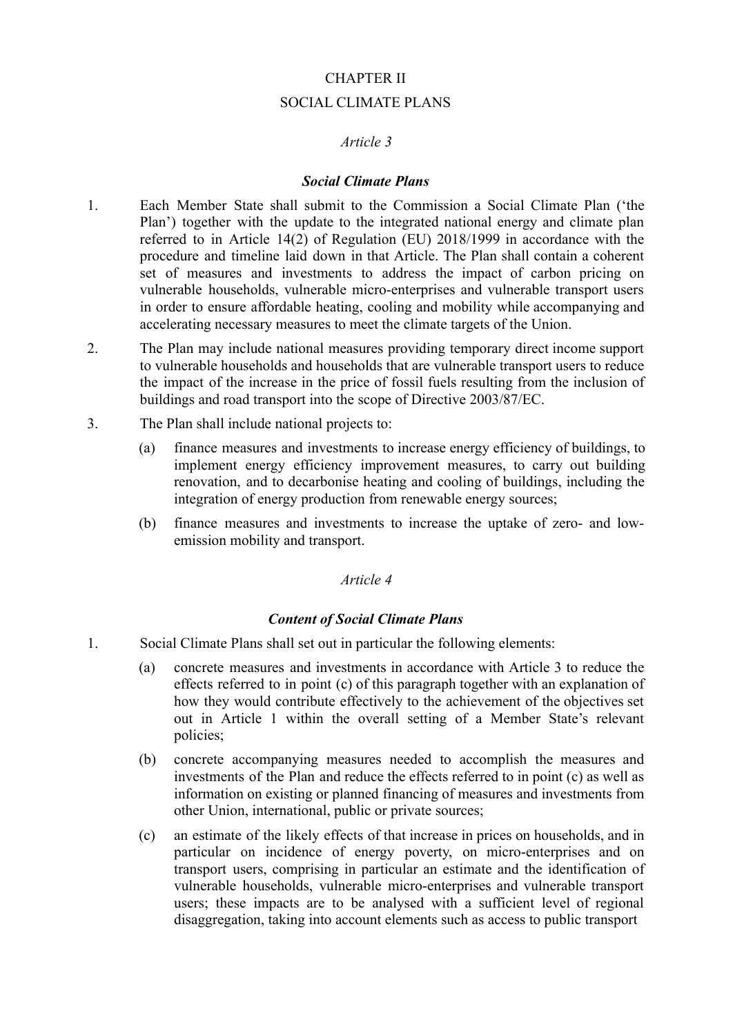# CHAPTER II

# SOCIAL CLIMATE PLANS

### *Article 3*

### ***Social Climate Plans***

1. Each Member State shall submit to the Commission a Social Climate Plan ('the Plan') together with the update to the integrated national energy and climate plan referred to in Article 14(2) of Regulation (EU) 2018/1999 in accordance with the procedure and timeline laid down in that Article. The Plan shall contain a coherent set of measures and investments to address the impact of carbon pricing on vulnerable households, vulnerable micro-enterprises and vulnerable transport users in order to ensure affordable heating, cooling and mobility while accompanying and accelerating necessary measures to meet the climate targets of the Union.

2. The Plan may include national measures providing temporary direct income support to vulnerable households and households that are vulnerable transport users to reduce the impact of the increase in the price of fossil fuels resulting from the inclusion of buildings and road transport into the scope of Directive 2003/87/EC.

3. The Plan shall include national projects to:

   (a) finance measures and investments to increase energy efficiency of buildings, to implement energy efficiency improvement measures, to carry out building renovation, and to decarbonise heating and cooling of buildings, including the integration of energy production from renewable energy sources;

   (b) finance measures and investments to increase the uptake of zero- and low-emission mobility and transport.

### *Article 4*

### ***Content of Social Climate Plans***

1. Social Climate Plans shall set out in particular the following elements:

   (a) concrete measures and investments in accordance with Article 3 to reduce the effects referred to in point (c) of this paragraph together with an explanation of how they would contribute effectively to the achievement of the objectives set out in Article 1 within the overall setting of a Member State's relevant policies;

   (b) concrete accompanying measures needed to accomplish the measures and investments of the Plan and reduce the effects referred to in point (c) as well as information on existing or planned financing of measures and investments from other Union, international, public or private sources;

   (c) an estimate of the likely effects of that increase in prices on households, and in particular on incidence of energy poverty, on micro-enterprises and on transport users, comprising in particular an estimate and the identification of vulnerable households, vulnerable micro-enterprises and vulnerable transport users; these impacts are to be analysed with a sufficient level of regional disaggregation, taking into account elements such as access to public transport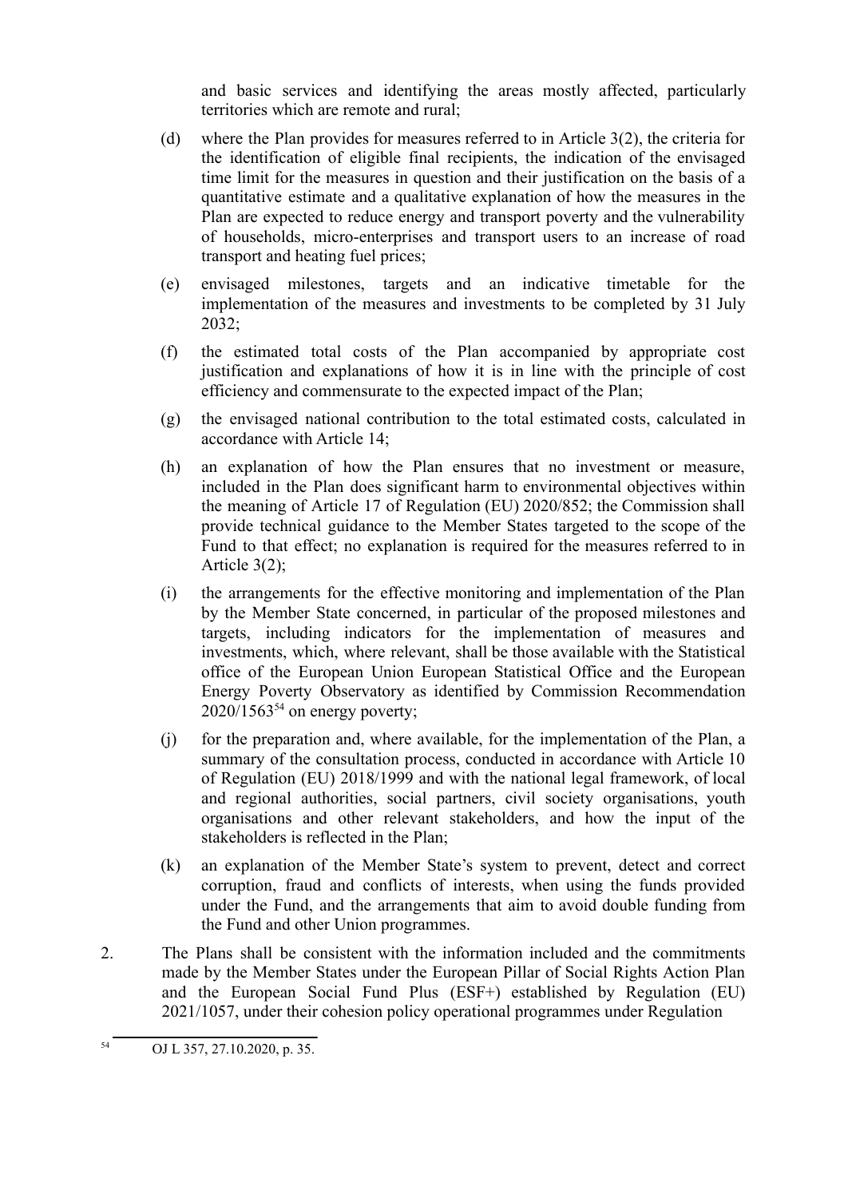and basic services and identifying the areas mostly affected, particularly territories which are remote and rural;

(d) where the Plan provides for measures referred to in Article 3(2), the criteria for the identification of eligible final recipients, the indication of the envisaged time limit for the measures in question and their justification on the basis of a quantitative estimate and a qualitative explanation of how the measures in the Plan are expected to reduce energy and transport poverty and the vulnerability of households, micro-enterprises and transport users to an increase of road transport and heating fuel prices;

(e) envisaged milestones, targets and an indicative timetable for the implementation of the measures and investments to be completed by 31 July 2032;

(f) the estimated total costs of the Plan accompanied by appropriate cost justification and explanations of how it is in line with the principle of cost efficiency and commensurate to the expected impact of the Plan;

(g) the envisaged national contribution to the total estimated costs, calculated in accordance with Article 14;

(h) an explanation of how the Plan ensures that no investment or measure, included in the Plan does significant harm to environmental objectives within the meaning of Article 17 of Regulation (EU) 2020/852; the Commission shall provide technical guidance to the Member States targeted to the scope of the Fund to that effect; no explanation is required for the measures referred to in Article 3(2);

(i) the arrangements for the effective monitoring and implementation of the Plan by the Member State concerned, in particular of the proposed milestones and targets, including indicators for the implementation of measures and investments, which, where relevant, shall be those available with the Statistical office of the European Union European Statistical Office and the European Energy Poverty Observatory as identified by Commission Recommendation 2020/1563[54] on energy poverty;

(j) for the preparation and, where available, for the implementation of the Plan, a summary of the consultation process, conducted in accordance with Article 10 of Regulation (EU) 2018/1999 and with the national legal framework, of local and regional authorities, social partners, civil society organisations, youth organisations and other relevant stakeholders, and how the input of the stakeholders is reflected in the Plan;

(k) an explanation of the Member State's system to prevent, detect and correct corruption, fraud and conflicts of interests, when using the funds provided under the Fund, and the arrangements that aim to avoid double funding from the Fund and other Union programmes.

2. The Plans shall be consistent with the information included and the commitments made by the Member States under the European Pillar of Social Rights Action Plan and the European Social Fund Plus (ESF+) established by Regulation (EU) 2021/1057, under their cohesion policy operational programmes under Regulation

[54] OJ L 357, 27.10.2020, p. 35.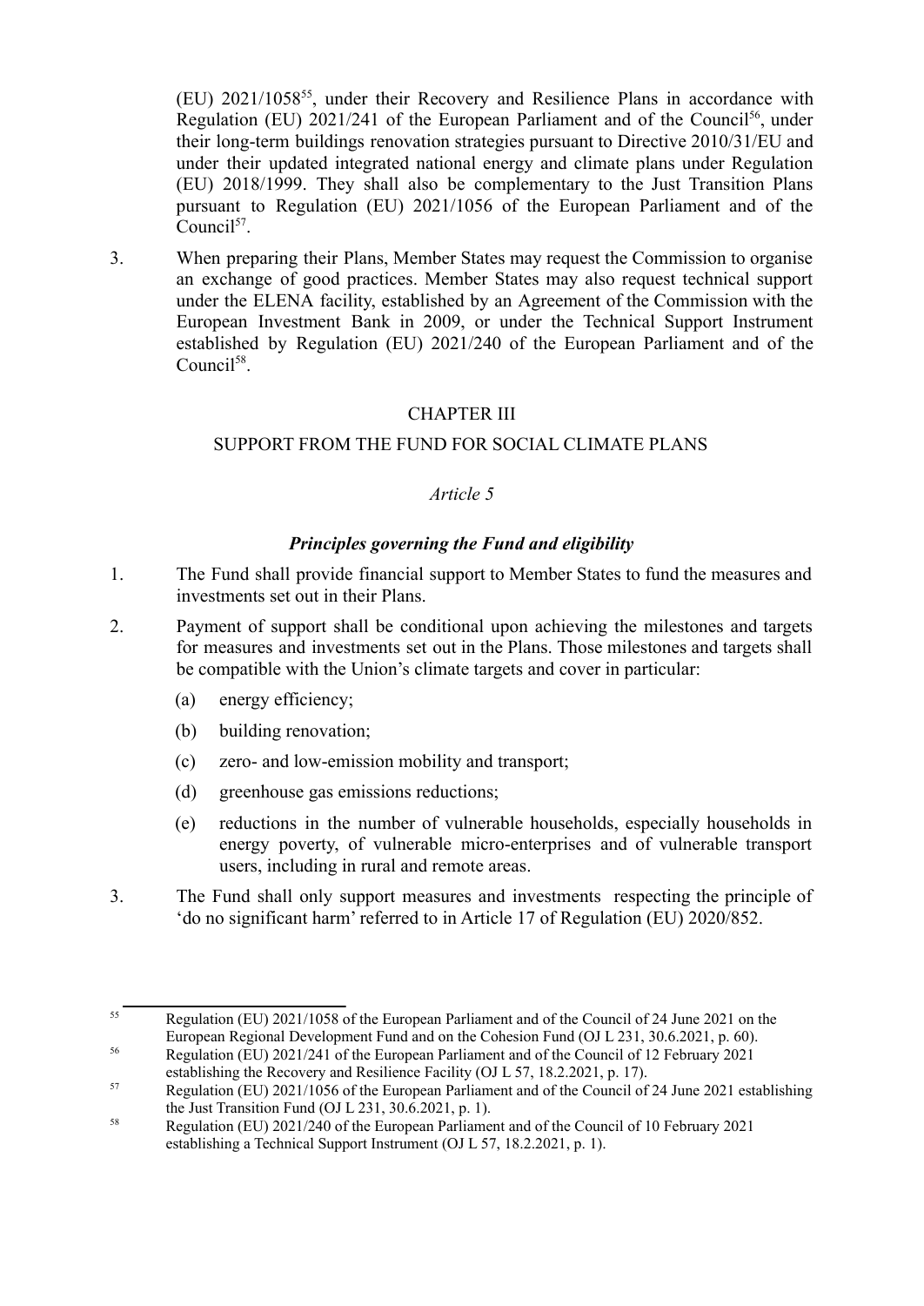(EU) 2021/1058[55], under their Recovery and Resilience Plans in accordance with Regulation (EU) 2021/241 of the European Parliament and of the Council[56], under their long-term buildings renovation strategies pursuant to Directive 2010/31/EU and under their updated integrated national energy and climate plans under Regulation (EU) 2018/1999. They shall also be complementary to the Just Transition Plans pursuant to Regulation (EU) 2021/1056 of the European Parliament and of the Council[57].

3. When preparing their Plans, Member States may request the Commission to organise an exchange of good practices. Member States may also request technical support under the ELENA facility, established by an Agreement of the Commission with the European Investment Bank in 2009, or under the Technical Support Instrument established by Regulation (EU) 2021/240 of the European Parliament and of the Council[58].

## CHAPTER III

## SUPPORT FROM THE FUND FOR SOCIAL CLIMATE PLANS

### *Article 5*

### ***Principles governing the Fund and eligibility***

1. The Fund shall provide financial support to Member States to fund the measures and investments set out in their Plans.

2. Payment of support shall be conditional upon achieving the milestones and targets for measures and investments set out in the Plans. Those milestones and targets shall be compatible with the Union's climate targets and cover in particular:

   (a) energy efficiency;

   (b) building renovation;

   (c) zero- and low-emission mobility and transport;

   (d) greenhouse gas emissions reductions;

   (e) reductions in the number of vulnerable households, especially households in energy poverty, of vulnerable micro-enterprises and of vulnerable transport users, including in rural and remote areas.

3. The Fund shall only support measures and investments respecting the principle of 'do no significant harm' referred to in Article 17 of Regulation (EU) 2020/852.

---

[55] Regulation (EU) 2021/1058 of the European Parliament and of the Council of 24 June 2021 on the European Regional Development Fund and on the Cohesion Fund (OJ L 231, 30.6.2021, p. 60).

[56] Regulation (EU) 2021/241 of the European Parliament and of the Council of 12 February 2021 establishing the Recovery and Resilience Facility (OJ L 57, 18.2.2021, p. 17).

[57] Regulation (EU) 2021/1056 of the European Parliament and of the Council of 24 June 2021 establishing the Just Transition Fund (OJ L 231, 30.6.2021, p. 1).

[58] Regulation (EU) 2021/240 of the European Parliament and of the Council of 10 February 2021 establishing a Technical Support Instrument (OJ L 57, 18.2.2021, p. 1).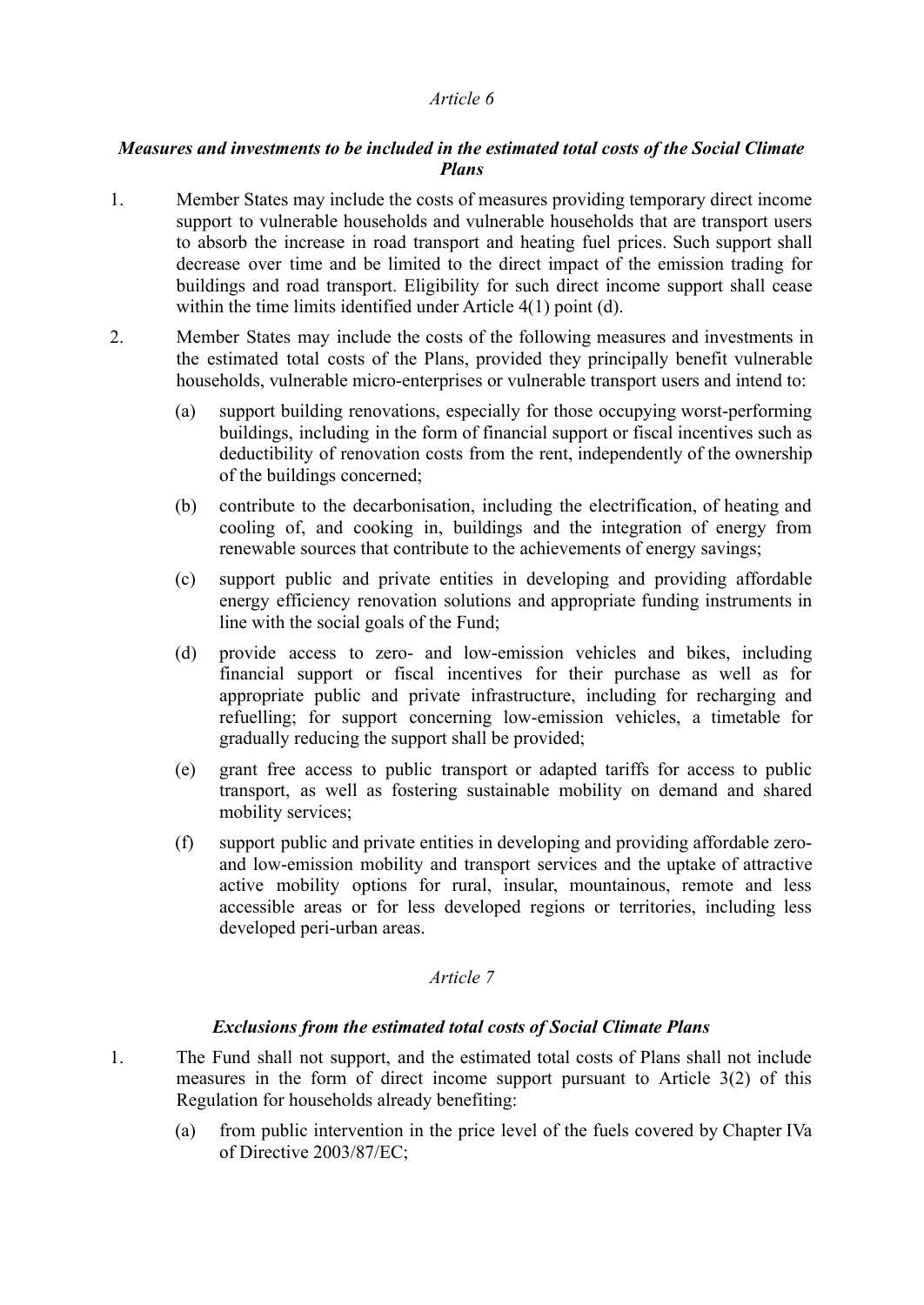*Article 6*

***Measures and investments to be included in the estimated total costs of the Social Climate Plans***

1. Member States may include the costs of measures providing temporary direct income support to vulnerable households and vulnerable households that are transport users to absorb the increase in road transport and heating fuel prices. Such support shall decrease over time and be limited to the direct impact of the emission trading for buildings and road transport. Eligibility for such direct income support shall cease within the time limits identified under Article 4(1) point (d).

2. Member States may include the costs of the following measures and investments in the estimated total costs of the Plans, provided they principally benefit vulnerable households, vulnerable micro-enterprises or vulnerable transport users and intend to:

   (a) support building renovations, especially for those occupying worst-performing buildings, including in the form of financial support or fiscal incentives such as deductibility of renovation costs from the rent, independently of the ownership of the buildings concerned;

   (b) contribute to the decarbonisation, including the electrification, of heating and cooling of, and cooking in, buildings and the integration of energy from renewable sources that contribute to the achievements of energy savings;

   (c) support public and private entities in developing and providing affordable energy efficiency renovation solutions and appropriate funding instruments in line with the social goals of the Fund;

   (d) provide access to zero- and low-emission vehicles and bikes, including financial support or fiscal incentives for their purchase as well as for appropriate public and private infrastructure, including for recharging and refuelling; for support concerning low-emission vehicles, a timetable for gradually reducing the support shall be provided;

   (e) grant free access to public transport or adapted tariffs for access to public transport, as well as fostering sustainable mobility on demand and shared mobility services;

   (f) support public and private entities in developing and providing affordable zero- and low-emission mobility and transport services and the uptake of attractive active mobility options for rural, insular, mountainous, remote and less accessible areas or for less developed regions or territories, including less developed peri-urban areas.

*Article 7*

***Exclusions from the estimated total costs of Social Climate Plans***

1. The Fund shall not support, and the estimated total costs of Plans shall not include measures in the form of direct income support pursuant to Article 3(2) of this Regulation for households already benefiting:

   (a) from public intervention in the price level of the fuels covered by Chapter IVa of Directive 2003/87/EC;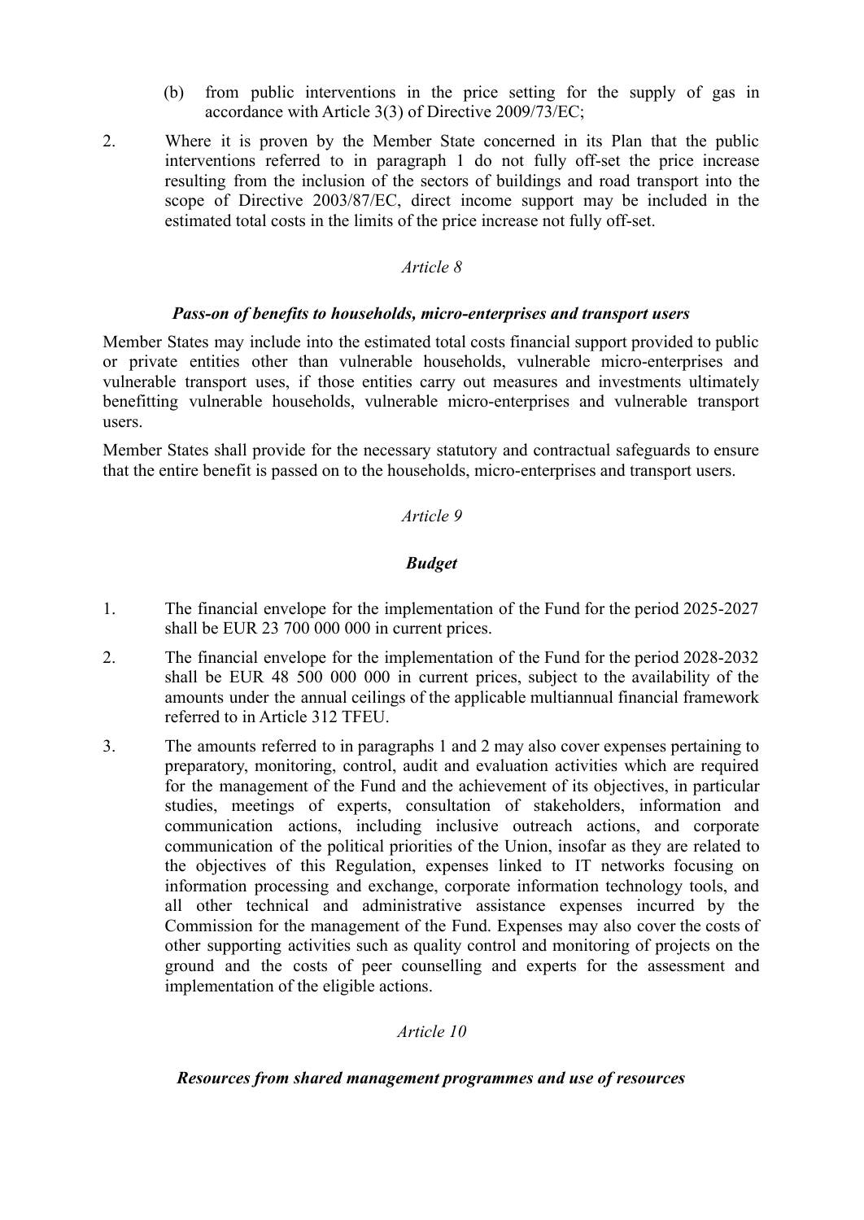(b) from public interventions in the price setting for the supply of gas in accordance with Article 3(3) of Directive 2009/73/EC;

2. Where it is proven by the Member State concerned in its Plan that the public interventions referred to in paragraph 1 do not fully off-set the price increase resulting from the inclusion of the sectors of buildings and road transport into the scope of Directive 2003/87/EC, direct income support may be included in the estimated total costs in the limits of the price increase not fully off-set.

*Article 8*

***Pass-on of benefits to households, micro-enterprises and transport users***

Member States may include into the estimated total costs financial support provided to public or private entities other than vulnerable households, vulnerable micro-enterprises and vulnerable transport uses, if those entities carry out measures and investments ultimately benefitting vulnerable households, vulnerable micro-enterprises and vulnerable transport users.

Member States shall provide for the necessary statutory and contractual safeguards to ensure that the entire benefit is passed on to the households, micro-enterprises and transport users.

*Article 9*

***Budget***

1. The financial envelope for the implementation of the Fund for the period 2025-2027 shall be EUR 23 700 000 000 in current prices.

2. The financial envelope for the implementation of the Fund for the period 2028-2032 shall be EUR 48 500 000 000 in current prices, subject to the availability of the amounts under the annual ceilings of the applicable multiannual financial framework referred to in Article 312 TFEU.

3. The amounts referred to in paragraphs 1 and 2 may also cover expenses pertaining to preparatory, monitoring, control, audit and evaluation activities which are required for the management of the Fund and the achievement of its objectives, in particular studies, meetings of experts, consultation of stakeholders, information and communication actions, including inclusive outreach actions, and corporate communication of the political priorities of the Union, insofar as they are related to the objectives of this Regulation, expenses linked to IT networks focusing on information processing and exchange, corporate information technology tools, and all other technical and administrative assistance expenses incurred by the Commission for the management of the Fund. Expenses may also cover the costs of other supporting activities such as quality control and monitoring of projects on the ground and the costs of peer counselling and experts for the assessment and implementation of the eligible actions.

*Article 10*

***Resources from shared management programmes and use of resources***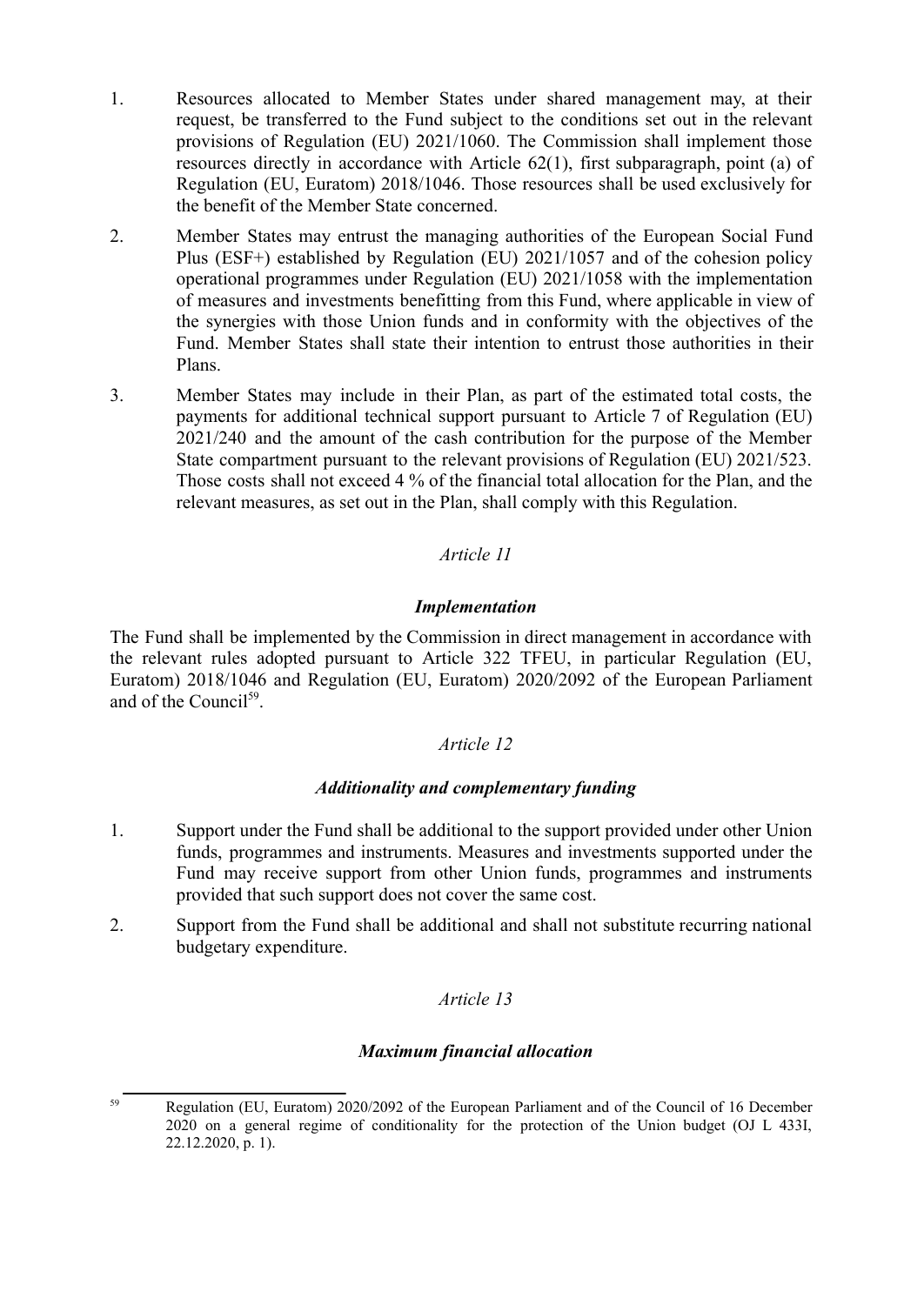1. Resources allocated to Member States under shared management may, at their request, be transferred to the Fund subject to the conditions set out in the relevant provisions of Regulation (EU) 2021/1060. The Commission shall implement those resources directly in accordance with Article 62(1), first subparagraph, point (a) of Regulation (EU, Euratom) 2018/1046. Those resources shall be used exclusively for the benefit of the Member State concerned.

2. Member States may entrust the managing authorities of the European Social Fund Plus (ESF+) established by Regulation (EU) 2021/1057 and of the cohesion policy operational programmes under Regulation (EU) 2021/1058 with the implementation of measures and investments benefitting from this Fund, where applicable in view of the synergies with those Union funds and in conformity with the objectives of the Fund. Member States shall state their intention to entrust those authorities in their Plans.

3. Member States may include in their Plan, as part of the estimated total costs, the payments for additional technical support pursuant to Article 7 of Regulation (EU) 2021/240 and the amount of the cash contribution for the purpose of the Member State compartment pursuant to the relevant provisions of Regulation (EU) 2021/523. Those costs shall not exceed 4 % of the financial total allocation for the Plan, and the relevant measures, as set out in the Plan, shall comply with this Regulation.

*Article 11*

***Implementation***

The Fund shall be implemented by the Commission in direct management in accordance with the relevant rules adopted pursuant to Article 322 TFEU, in particular Regulation (EU, Euratom) 2018/1046 and Regulation (EU, Euratom) 2020/2092 of the European Parliament and of the Council[59].

*Article 12*

***Additionality and complementary funding***

1. Support under the Fund shall be additional to the support provided under other Union funds, programmes and instruments. Measures and investments supported under the Fund may receive support from other Union funds, programmes and instruments provided that such support does not cover the same cost.

2. Support from the Fund shall be additional and shall not substitute recurring national budgetary expenditure.

*Article 13*

***Maximum financial allocation***

[59] Regulation (EU, Euratom) 2020/2092 of the European Parliament and of the Council of 16 December 2020 on a general regime of conditionality for the protection of the Union budget (OJ L 433I, 22.12.2020, p. 1).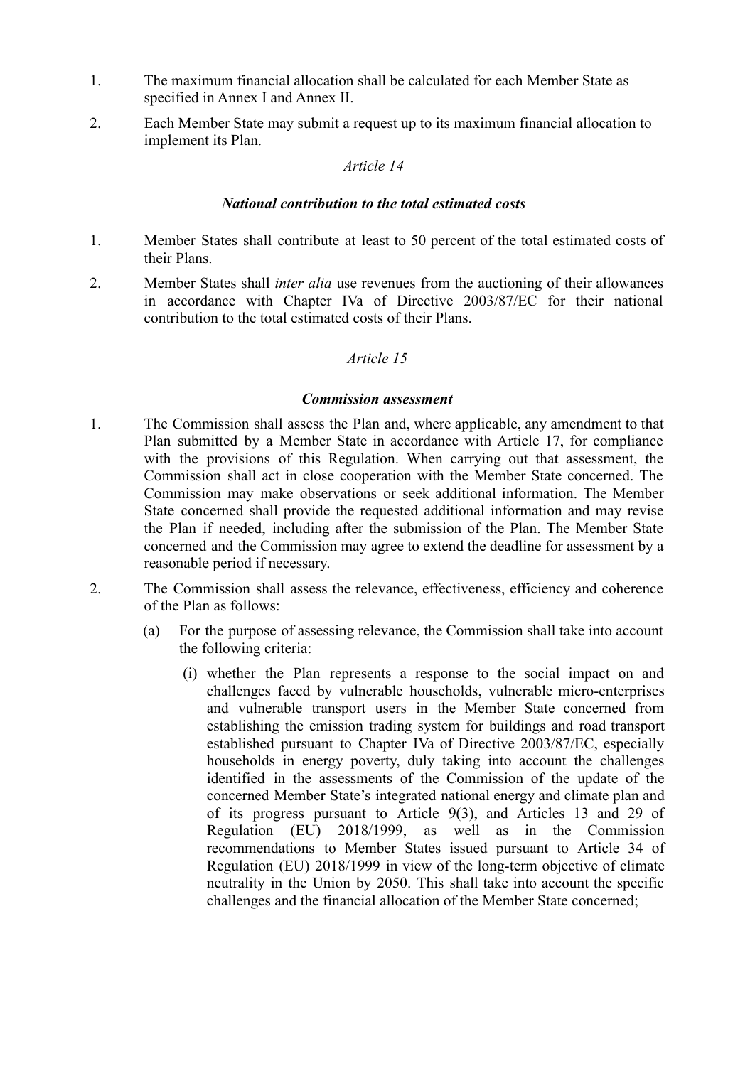1. The maximum financial allocation shall be calculated for each Member State as specified in Annex I and Annex II.

2. Each Member State may submit a request up to its maximum financial allocation to implement its Plan.

*Article 14*

***National contribution to the total estimated costs***

1. Member States shall contribute at least to 50 percent of the total estimated costs of their Plans.

2. Member States shall *inter alia* use revenues from the auctioning of their allowances in accordance with Chapter IVa of Directive 2003/87/EC for their national contribution to the total estimated costs of their Plans.

*Article 15*

***Commission assessment***

1. The Commission shall assess the Plan and, where applicable, any amendment to that Plan submitted by a Member State in accordance with Article 17, for compliance with the provisions of this Regulation. When carrying out that assessment, the Commission shall act in close cooperation with the Member State concerned. The Commission may make observations or seek additional information. The Member State concerned shall provide the requested additional information and may revise the Plan if needed, including after the submission of the Plan. The Member State concerned and the Commission may agree to extend the deadline for assessment by a reasonable period if necessary.

2. The Commission shall assess the relevance, effectiveness, efficiency and coherence of the Plan as follows:

   (a) For the purpose of assessing relevance, the Commission shall take into account the following criteria:

      (i) whether the Plan represents a response to the social impact on and challenges faced by vulnerable households, vulnerable micro-enterprises and vulnerable transport users in the Member State concerned from establishing the emission trading system for buildings and road transport established pursuant to Chapter IVa of Directive 2003/87/EC, especially households in energy poverty, duly taking into account the challenges identified in the assessments of the Commission of the update of the concerned Member State's integrated national energy and climate plan and of its progress pursuant to Article 9(3), and Articles 13 and 29 of Regulation (EU) 2018/1999, as well as in the Commission recommendations to Member States issued pursuant to Article 34 of Regulation (EU) 2018/1999 in view of the long-term objective of climate neutrality in the Union by 2050. This shall take into account the specific challenges and the financial allocation of the Member State concerned;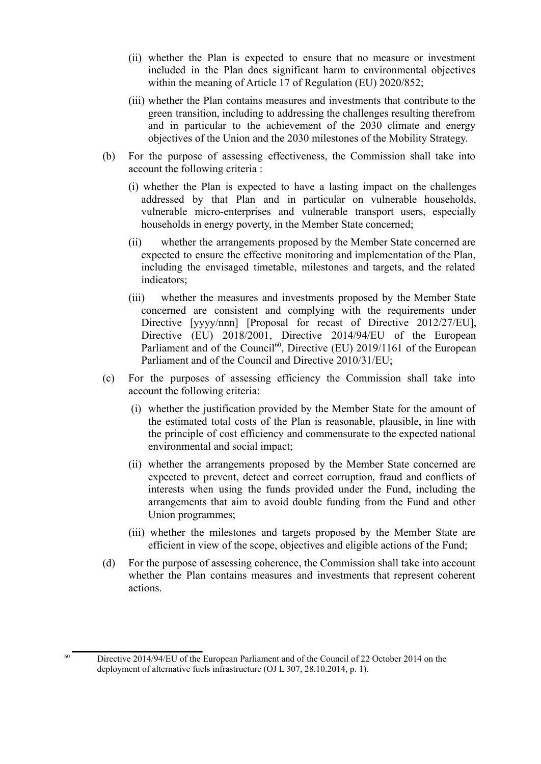(ii) whether the Plan is expected to ensure that no measure or investment included in the Plan does significant harm to environmental objectives within the meaning of Article 17 of Regulation (EU) 2020/852;

(iii) whether the Plan contains measures and investments that contribute to the green transition, including to addressing the challenges resulting therefrom and in particular to the achievement of the 2030 climate and energy objectives of the Union and the 2030 milestones of the Mobility Strategy.

(b) For the purpose of assessing effectiveness, the Commission shall take into account the following criteria :

(i) whether the Plan is expected to have a lasting impact on the challenges addressed by that Plan and in particular on vulnerable households, vulnerable micro-enterprises and vulnerable transport users, especially households in energy poverty, in the Member State concerned;

(ii) whether the arrangements proposed by the Member State concerned are expected to ensure the effective monitoring and implementation of the Plan, including the envisaged timetable, milestones and targets, and the related indicators;

(iii) whether the measures and investments proposed by the Member State concerned are consistent and complying with the requirements under Directive [yyyy/nnn] [Proposal for recast of Directive 2012/27/EU], Directive (EU) 2018/2001, Directive 2014/94/EU of the European Parliament and of the Council[60], Directive (EU) 2019/1161 of the European Parliament and of the Council and Directive 2010/31/EU;

(c) For the purposes of assessing efficiency the Commission shall take into account the following criteria:

(i) whether the justification provided by the Member State for the amount of the estimated total costs of the Plan is reasonable, plausible, in line with the principle of cost efficiency and commensurate to the expected national environmental and social impact;

(ii) whether the arrangements proposed by the Member State concerned are expected to prevent, detect and correct corruption, fraud and conflicts of interests when using the funds provided under the Fund, including the arrangements that aim to avoid double funding from the Fund and other Union programmes;

(iii) whether the milestones and targets proposed by the Member State are efficient in view of the scope, objectives and eligible actions of the Fund;

(d) For the purpose of assessing coherence, the Commission shall take into account whether the Plan contains measures and investments that represent coherent actions.

---

[60] Directive 2014/94/EU of the European Parliament and of the Council of 22 October 2014 on the deployment of alternative fuels infrastructure (OJ L 307, 28.10.2014, p. 1).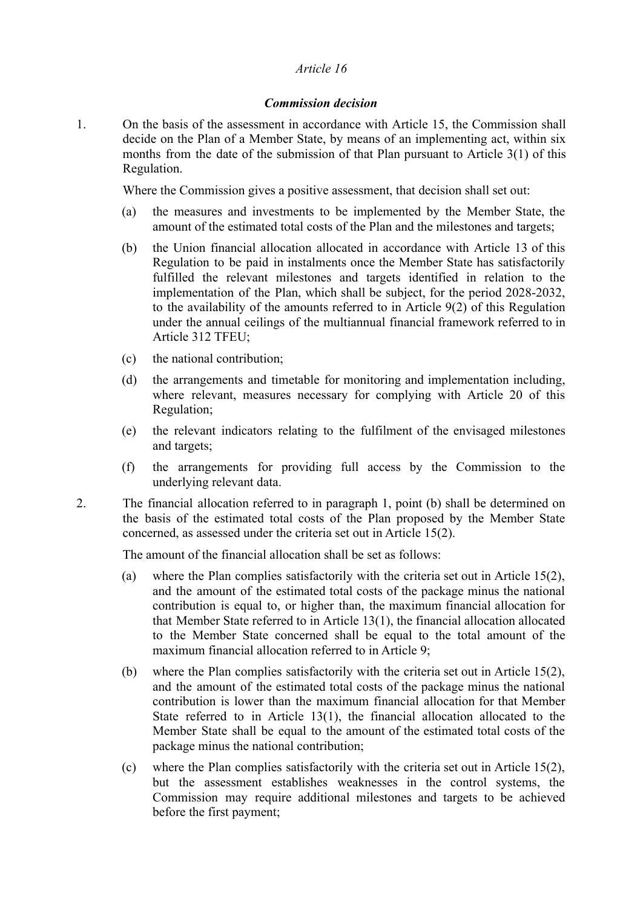*Article 16*

***Commission decision***

1. On the basis of the assessment in accordance with Article 15, the Commission shall decide on the Plan of a Member State, by means of an implementing act, within six months from the date of the submission of that Plan pursuant to Article 3(1) of this Regulation.

   Where the Commission gives a positive assessment, that decision shall set out:

   (a) the measures and investments to be implemented by the Member State, the amount of the estimated total costs of the Plan and the milestones and targets;

   (b) the Union financial allocation allocated in accordance with Article 13 of this Regulation to be paid in instalments once the Member State has satisfactorily fulfilled the relevant milestones and targets identified in relation to the implementation of the Plan, which shall be subject, for the period 2028-2032, to the availability of the amounts referred to in Article 9(2) of this Regulation under the annual ceilings of the multiannual financial framework referred to in Article 312 TFEU;

   (c) the national contribution;

   (d) the arrangements and timetable for monitoring and implementation including, where relevant, measures necessary for complying with Article 20 of this Regulation;

   (e) the relevant indicators relating to the fulfilment of the envisaged milestones and targets;

   (f) the arrangements for providing full access by the Commission to the underlying relevant data.

2. The financial allocation referred to in paragraph 1, point (b) shall be determined on the basis of the estimated total costs of the Plan proposed by the Member State concerned, as assessed under the criteria set out in Article 15(2).

   The amount of the financial allocation shall be set as follows:

   (a) where the Plan complies satisfactorily with the criteria set out in Article 15(2), and the amount of the estimated total costs of the package minus the national contribution is equal to, or higher than, the maximum financial allocation for that Member State referred to in Article 13(1), the financial allocation allocated to the Member State concerned shall be equal to the total amount of the maximum financial allocation referred to in Article 9;

   (b) where the Plan complies satisfactorily with the criteria set out in Article 15(2), and the amount of the estimated total costs of the package minus the national contribution is lower than the maximum financial allocation for that Member State referred to in Article 13(1), the financial allocation allocated to the Member State shall be equal to the amount of the estimated total costs of the package minus the national contribution;

   (c) where the Plan complies satisfactorily with the criteria set out in Article 15(2), but the assessment establishes weaknesses in the control systems, the Commission may require additional milestones and targets to be achieved before the first payment;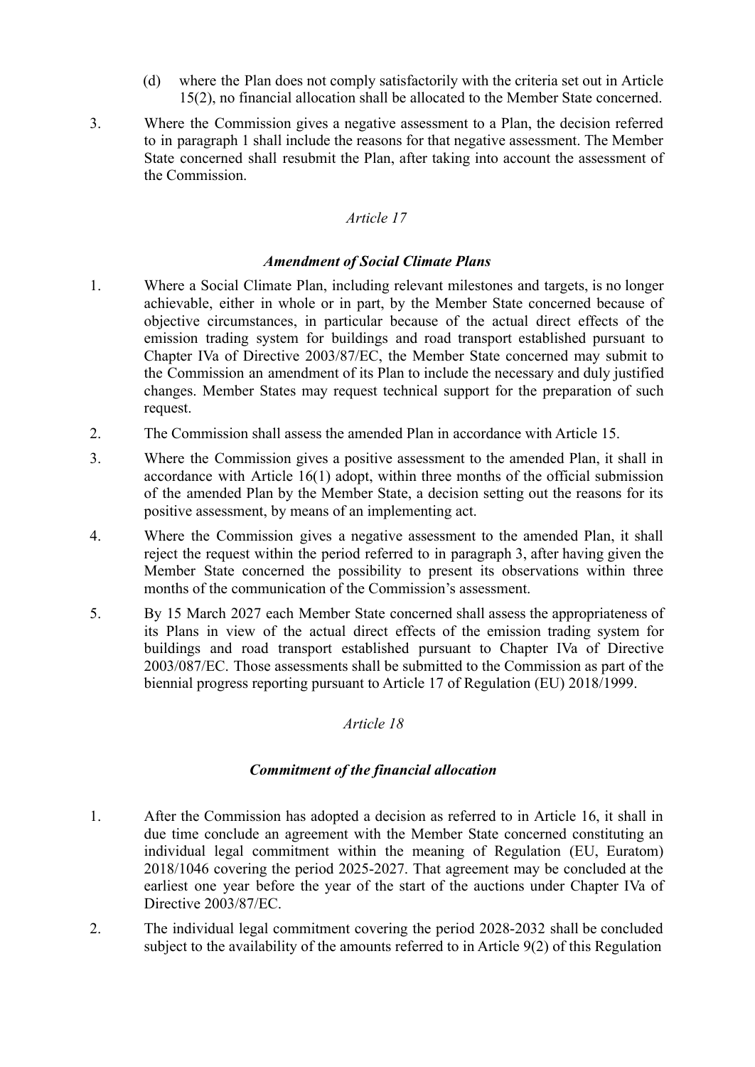(d) where the Plan does not comply satisfactorily with the criteria set out in Article 15(2), no financial allocation shall be allocated to the Member State concerned.

3. Where the Commission gives a negative assessment to a Plan, the decision referred to in paragraph 1 shall include the reasons for that negative assessment. The Member State concerned shall resubmit the Plan, after taking into account the assessment of the Commission.

*Article 17*

***Amendment of Social Climate Plans***

1. Where a Social Climate Plan, including relevant milestones and targets, is no longer achievable, either in whole or in part, by the Member State concerned because of objective circumstances, in particular because of the actual direct effects of the emission trading system for buildings and road transport established pursuant to Chapter IVa of Directive 2003/87/EC, the Member State concerned may submit to the Commission an amendment of its Plan to include the necessary and duly justified changes. Member States may request technical support for the preparation of such request.

2. The Commission shall assess the amended Plan in accordance with Article 15.

3. Where the Commission gives a positive assessment to the amended Plan, it shall in accordance with Article 16(1) adopt, within three months of the official submission of the amended Plan by the Member State, a decision setting out the reasons for its positive assessment, by means of an implementing act.

4. Where the Commission gives a negative assessment to the amended Plan, it shall reject the request within the period referred to in paragraph 3, after having given the Member State concerned the possibility to present its observations within three months of the communication of the Commission's assessment.

5. By 15 March 2027 each Member State concerned shall assess the appropriateness of its Plans in view of the actual direct effects of the emission trading system for buildings and road transport established pursuant to Chapter IVa of Directive 2003/087/EC. Those assessments shall be submitted to the Commission as part of the biennial progress reporting pursuant to Article 17 of Regulation (EU) 2018/1999.

*Article 18*

***Commitment of the financial allocation***

1. After the Commission has adopted a decision as referred to in Article 16, it shall in due time conclude an agreement with the Member State concerned constituting an individual legal commitment within the meaning of Regulation (EU, Euratom) 2018/1046 covering the period 2025-2027. That agreement may be concluded at the earliest one year before the year of the start of the auctions under Chapter IVa of Directive 2003/87/EC.

2. The individual legal commitment covering the period 2028-2032 shall be concluded subject to the availability of the amounts referred to in Article 9(2) of this Regulation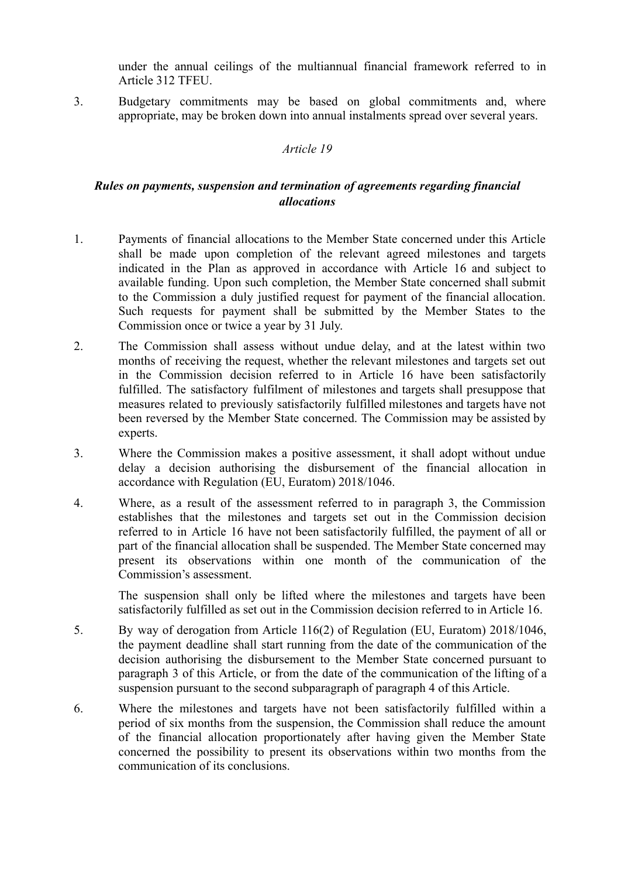under the annual ceilings of the multiannual financial framework referred to in Article 312 TFEU.

3. Budgetary commitments may be based on global commitments and, where appropriate, may be broken down into annual instalments spread over several years.

*Article 19*

***Rules on payments, suspension and termination of agreements regarding financial allocations***

1. Payments of financial allocations to the Member State concerned under this Article shall be made upon completion of the relevant agreed milestones and targets indicated in the Plan as approved in accordance with Article 16 and subject to available funding. Upon such completion, the Member State concerned shall submit to the Commission a duly justified request for payment of the financial allocation. Such requests for payment shall be submitted by the Member States to the Commission once or twice a year by 31 July.

2. The Commission shall assess without undue delay, and at the latest within two months of receiving the request, whether the relevant milestones and targets set out in the Commission decision referred to in Article 16 have been satisfactorily fulfilled. The satisfactory fulfilment of milestones and targets shall presuppose that measures related to previously satisfactorily fulfilled milestones and targets have not been reversed by the Member State concerned. The Commission may be assisted by experts.

3. Where the Commission makes a positive assessment, it shall adopt without undue delay a decision authorising the disbursement of the financial allocation in accordance with Regulation (EU, Euratom) 2018/1046.

4. Where, as a result of the assessment referred to in paragraph 3, the Commission establishes that the milestones and targets set out in the Commission decision referred to in Article 16 have not been satisfactorily fulfilled, the payment of all or part of the financial allocation shall be suspended. The Member State concerned may present its observations within one month of the communication of the Commission's assessment.

   The suspension shall only be lifted where the milestones and targets have been satisfactorily fulfilled as set out in the Commission decision referred to in Article 16.

5. By way of derogation from Article 116(2) of Regulation (EU, Euratom) 2018/1046, the payment deadline shall start running from the date of the communication of the decision authorising the disbursement to the Member State concerned pursuant to paragraph 3 of this Article, or from the date of the communication of the lifting of a suspension pursuant to the second subparagraph of paragraph 4 of this Article.

6. Where the milestones and targets have not been satisfactorily fulfilled within a period of six months from the suspension, the Commission shall reduce the amount of the financial allocation proportionately after having given the Member State concerned the possibility to present its observations within two months from the communication of its conclusions.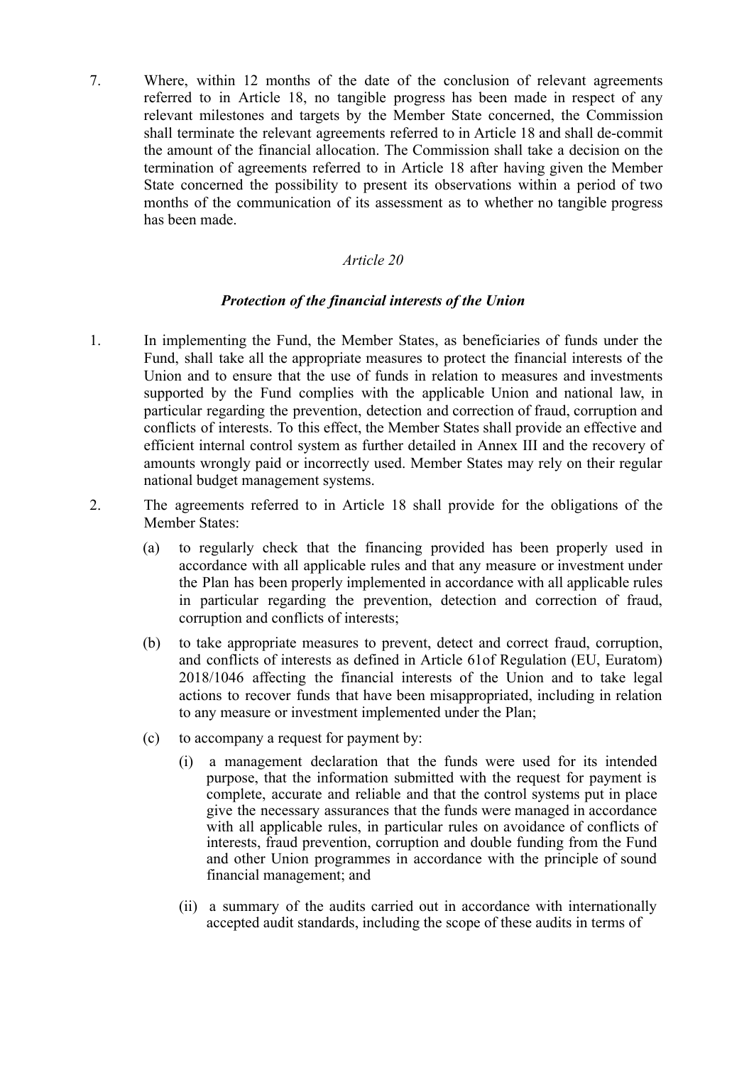7. Where, within 12 months of the date of the conclusion of relevant agreements referred to in Article 18, no tangible progress has been made in respect of any relevant milestones and targets by the Member State concerned, the Commission shall terminate the relevant agreements referred to in Article 18 and shall de-commit the amount of the financial allocation. The Commission shall take a decision on the termination of agreements referred to in Article 18 after having given the Member State concerned the possibility to present its observations within a period of two months of the communication of its assessment as to whether no tangible progress has been made.

*Article 20*

***Protection of the financial interests of the Union***

1. In implementing the Fund, the Member States, as beneficiaries of funds under the Fund, shall take all the appropriate measures to protect the financial interests of the Union and to ensure that the use of funds in relation to measures and investments supported by the Fund complies with the applicable Union and national law, in particular regarding the prevention, detection and correction of fraud, corruption and conflicts of interests. To this effect, the Member States shall provide an effective and efficient internal control system as further detailed in Annex III and the recovery of amounts wrongly paid or incorrectly used. Member States may rely on their regular national budget management systems.

2. The agreements referred to in Article 18 shall provide for the obligations of the Member States:

   (a) to regularly check that the financing provided has been properly used in accordance with all applicable rules and that any measure or investment under the Plan has been properly implemented in accordance with all applicable rules in particular regarding the prevention, detection and correction of fraud, corruption and conflicts of interests;

   (b) to take appropriate measures to prevent, detect and correct fraud, corruption, and conflicts of interests as defined in Article 61of Regulation (EU, Euratom) 2018/1046 affecting the financial interests of the Union and to take legal actions to recover funds that have been misappropriated, including in relation to any measure or investment implemented under the Plan;

   (c) to accompany a request for payment by:

      (i) a management declaration that the funds were used for its intended purpose, that the information submitted with the request for payment is complete, accurate and reliable and that the control systems put in place give the necessary assurances that the funds were managed in accordance with all applicable rules, in particular rules on avoidance of conflicts of interests, fraud prevention, corruption and double funding from the Fund and other Union programmes in accordance with the principle of sound financial management; and

      (ii) a summary of the audits carried out in accordance with internationally accepted audit standards, including the scope of these audits in terms of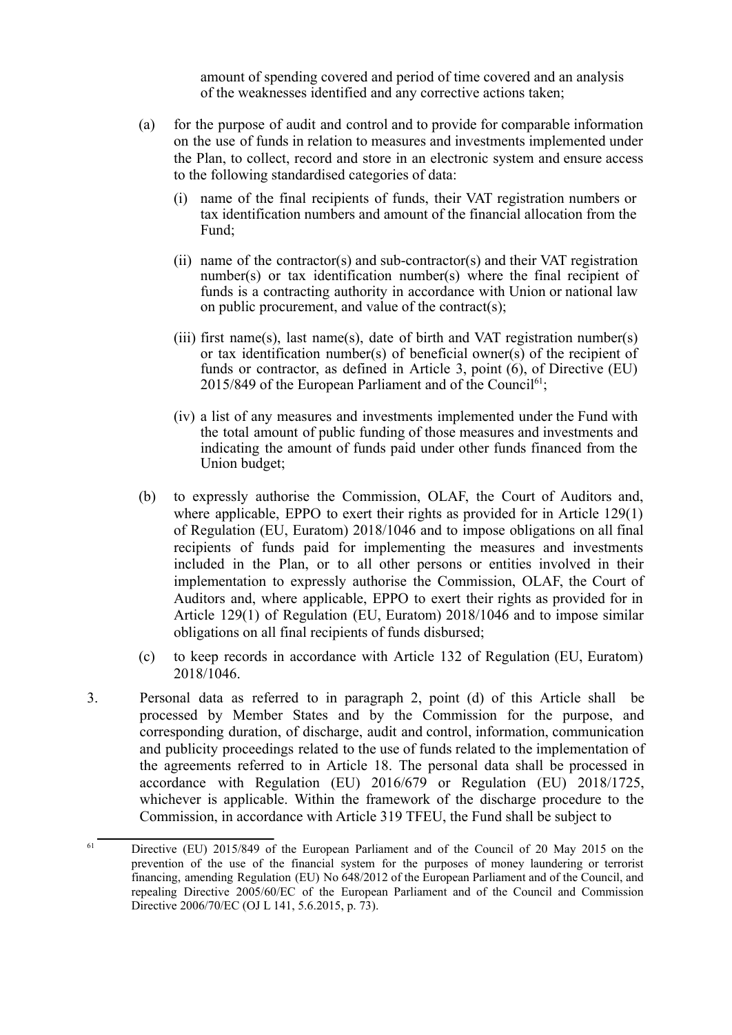amount of spending covered and period of time covered and an analysis of the weaknesses identified and any corrective actions taken;

(a) for the purpose of audit and control and to provide for comparable information on the use of funds in relation to measures and investments implemented under the Plan, to collect, record and store in an electronic system and ensure access to the following standardised categories of data:

   (i) name of the final recipients of funds, their VAT registration numbers or tax identification numbers and amount of the financial allocation from the Fund;

   (ii) name of the contractor(s) and sub-contractor(s) and their VAT registration number(s) or tax identification number(s) where the final recipient of funds is a contracting authority in accordance with Union or national law on public procurement, and value of the contract(s);

   (iii) first name(s), last name(s), date of birth and VAT registration number(s) or tax identification number(s) of beneficial owner(s) of the recipient of funds or contractor, as defined in Article 3, point (6), of Directive (EU) 2015/849 of the European Parliament and of the Council[61];

   (iv) a list of any measures and investments implemented under the Fund with the total amount of public funding of those measures and investments and indicating the amount of funds paid under other funds financed from the Union budget;

(b) to expressly authorise the Commission, OLAF, the Court of Auditors and, where applicable, EPPO to exert their rights as provided for in Article 129(1) of Regulation (EU, Euratom) 2018/1046 and to impose obligations on all final recipients of funds paid for implementing the measures and investments included in the Plan, or to all other persons or entities involved in their implementation to expressly authorise the Commission, OLAF, the Court of Auditors and, where applicable, EPPO to exert their rights as provided for in Article 129(1) of Regulation (EU, Euratom) 2018/1046 and to impose similar obligations on all final recipients of funds disbursed;

(c) to keep records in accordance with Article 132 of Regulation (EU, Euratom) 2018/1046.

3. Personal data as referred to in paragraph 2, point (d) of this Article shall be processed by Member States and by the Commission for the purpose, and corresponding duration, of discharge, audit and control, information, communication and publicity proceedings related to the use of funds related to the implementation of the agreements referred to in Article 18. The personal data shall be processed in accordance with Regulation (EU) 2016/679 or Regulation (EU) 2018/1725, whichever is applicable. Within the framework of the discharge procedure to the Commission, in accordance with Article 319 TFEU, the Fund shall be subject to

---

[61] Directive (EU) 2015/849 of the European Parliament and of the Council of 20 May 2015 on the prevention of the use of the financial system for the purposes of money laundering or terrorist financing, amending Regulation (EU) No 648/2012 of the European Parliament and of the Council, and repealing Directive 2005/60/EC of the European Parliament and of the Council and Commission Directive 2006/70/EC (OJ L 141, 5.6.2015, p. 73).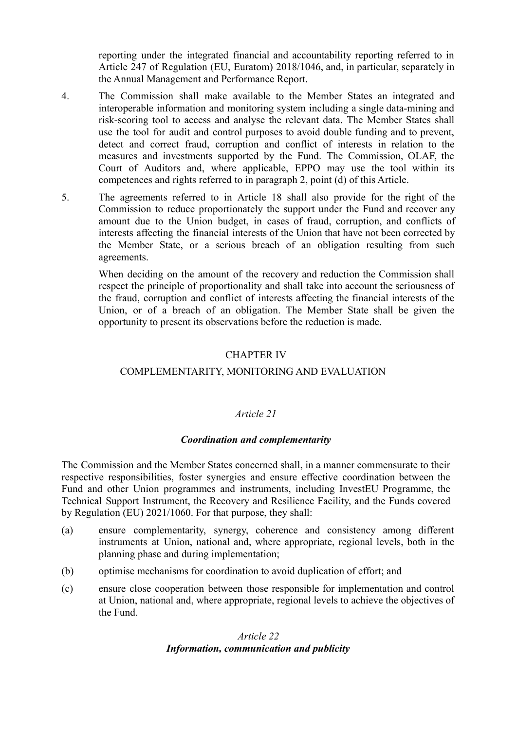reporting under the integrated financial and accountability reporting referred to in Article 247 of Regulation (EU, Euratom) 2018/1046, and, in particular, separately in the Annual Management and Performance Report.

4. The Commission shall make available to the Member States an integrated and interoperable information and monitoring system including a single data-mining and risk-scoring tool to access and analyse the relevant data. The Member States shall use the tool for audit and control purposes to avoid double funding and to prevent, detect and correct fraud, corruption and conflict of interests in relation to the measures and investments supported by the Fund. The Commission, OLAF, the Court of Auditors and, where applicable, EPPO may use the tool within its competences and rights referred to in paragraph 2, point (d) of this Article.

5. The agreements referred to in Article 18 shall also provide for the right of the Commission to reduce proportionately the support under the Fund and recover any amount due to the Union budget, in cases of fraud, corruption, and conflicts of interests affecting the financial interests of the Union that have not been corrected by the Member State, or a serious breach of an obligation resulting from such agreements.

   When deciding on the amount of the recovery and reduction the Commission shall respect the principle of proportionality and shall take into account the seriousness of the fraud, corruption and conflict of interests affecting the financial interests of the Union, or of a breach of an obligation. The Member State shall be given the opportunity to present its observations before the reduction is made.

## CHAPTER IV

## COMPLEMENTARITY, MONITORING AND EVALUATION

### *Article 21*

### ***Coordination and complementarity***

The Commission and the Member States concerned shall, in a manner commensurate to their respective responsibilities, foster synergies and ensure effective coordination between the Fund and other Union programmes and instruments, including InvestEU Programme, the Technical Support Instrument, the Recovery and Resilience Facility, and the Funds covered by Regulation (EU) 2021/1060. For that purpose, they shall:

(a) ensure complementarity, synergy, coherence and consistency among different instruments at Union, national and, where appropriate, regional levels, both in the planning phase and during implementation;

(b) optimise mechanisms for coordination to avoid duplication of effort; and

(c) ensure close cooperation between those responsible for implementation and control at Union, national and, where appropriate, regional levels to achieve the objectives of the Fund.

### *Article 22*

### ***Information, communication and publicity***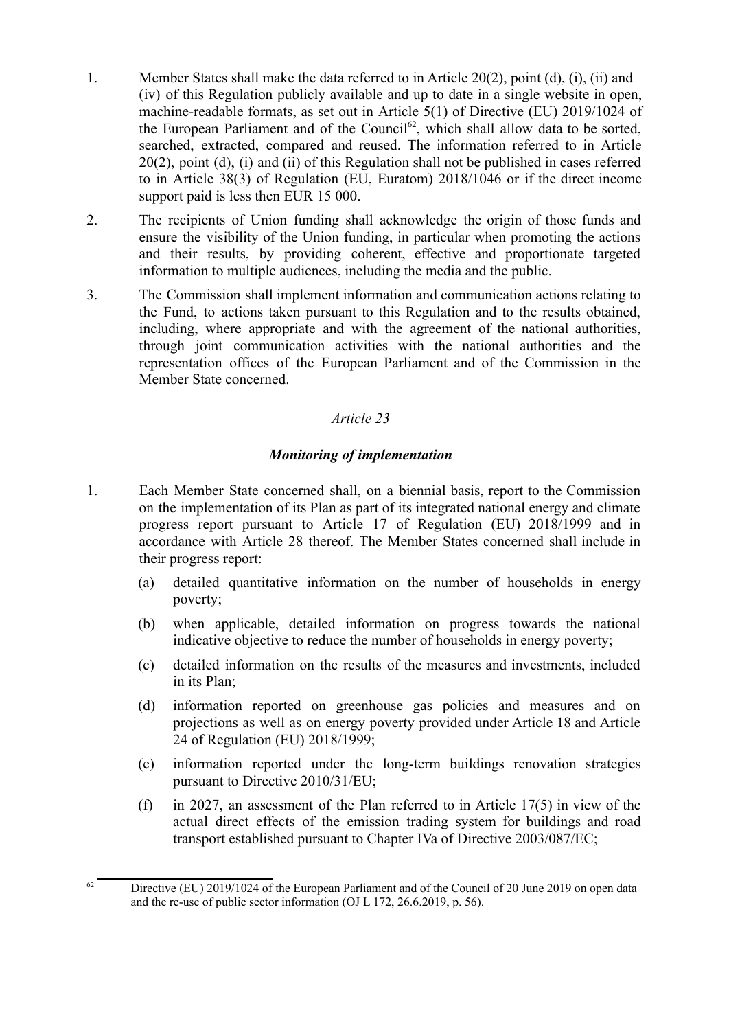1. Member States shall make the data referred to in Article 20(2), point (d), (i), (ii) and (iv) of this Regulation publicly available and up to date in a single website in open, machine-readable formats, as set out in Article 5(1) of Directive (EU) 2019/1024 of the European Parliament and of the Council[62], which shall allow data to be sorted, searched, extracted, compared and reused. The information referred to in Article 20(2), point (d), (i) and (ii) of this Regulation shall not be published in cases referred to in Article 38(3) of Regulation (EU, Euratom) 2018/1046 or if the direct income support paid is less then EUR 15 000.

2. The recipients of Union funding shall acknowledge the origin of those funds and ensure the visibility of the Union funding, in particular when promoting the actions and their results, by providing coherent, effective and proportionate targeted information to multiple audiences, including the media and the public.

3. The Commission shall implement information and communication actions relating to the Fund, to actions taken pursuant to this Regulation and to the results obtained, including, where appropriate and with the agreement of the national authorities, through joint communication activities with the national authorities and the representation offices of the European Parliament and of the Commission in the Member State concerned.

*Article 23*

***Monitoring of implementation***

1. Each Member State concerned shall, on a biennial basis, report to the Commission on the implementation of its Plan as part of its integrated national energy and climate progress report pursuant to Article 17 of Regulation (EU) 2018/1999 and in accordance with Article 28 thereof. The Member States concerned shall include in their progress report:

   (a) detailed quantitative information on the number of households in energy poverty;

   (b) when applicable, detailed information on progress towards the national indicative objective to reduce the number of households in energy poverty;

   (c) detailed information on the results of the measures and investments, included in its Plan;

   (d) information reported on greenhouse gas policies and measures and on projections as well as on energy poverty provided under Article 18 and Article 24 of Regulation (EU) 2018/1999;

   (e) information reported under the long-term buildings renovation strategies pursuant to Directive 2010/31/EU;

   (f) in 2027, an assessment of the Plan referred to in Article 17(5) in view of the actual direct effects of the emission trading system for buildings and road transport established pursuant to Chapter IVa of Directive 2003/087/EC;

[62] Directive (EU) 2019/1024 of the European Parliament and of the Council of 20 June 2019 on open data and the re-use of public sector information (OJ L 172, 26.6.2019, p. 56).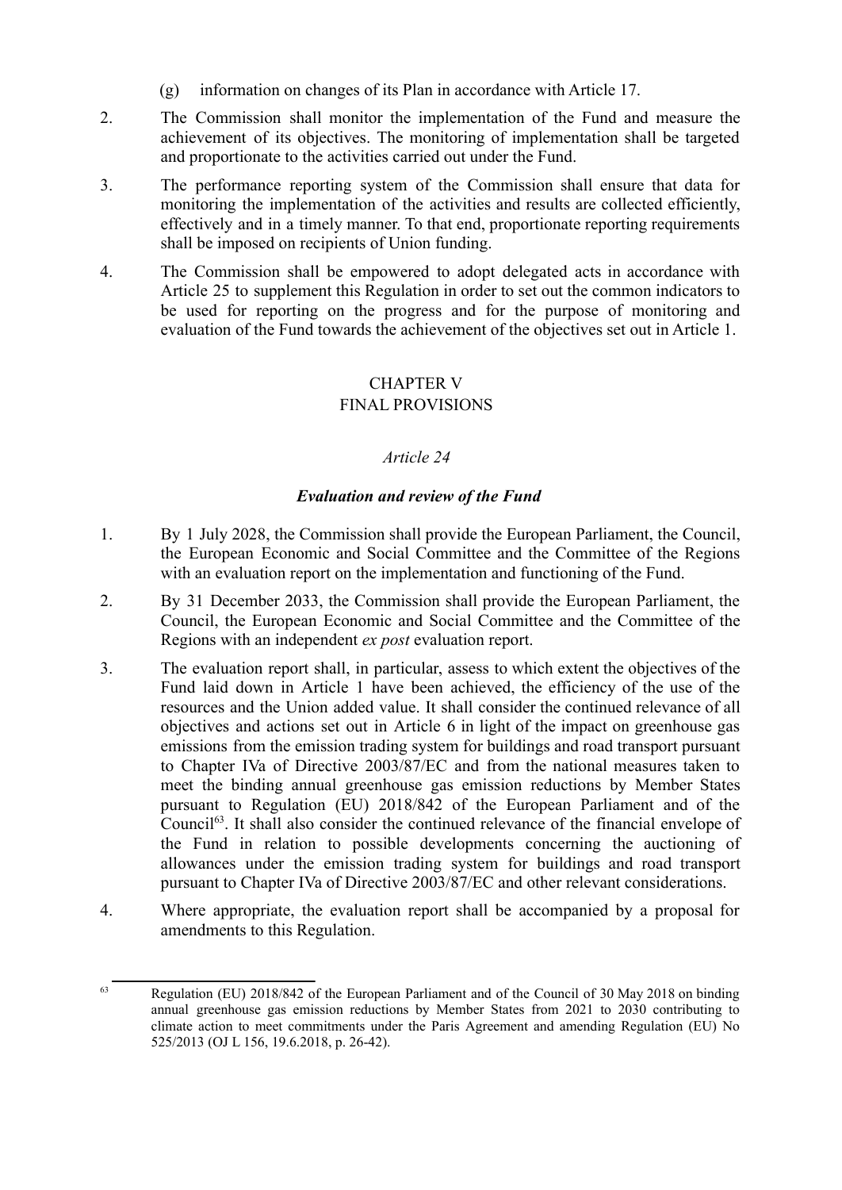(g) information on changes of its Plan in accordance with Article 17.

2. The Commission shall monitor the implementation of the Fund and measure the achievement of its objectives. The monitoring of implementation shall be targeted and proportionate to the activities carried out under the Fund.

3. The performance reporting system of the Commission shall ensure that data for monitoring the implementation of the activities and results are collected efficiently, effectively and in a timely manner. To that end, proportionate reporting requirements shall be imposed on recipients of Union funding.

4. The Commission shall be empowered to adopt delegated acts in accordance with Article 25 to supplement this Regulation in order to set out the common indicators to be used for reporting on the progress and for the purpose of monitoring and evaluation of the Fund towards the achievement of the objectives set out in Article 1.

## CHAPTER V
## FINAL PROVISIONS

### *Article 24*

### ***Evaluation and review of the Fund***

1. By 1 July 2028, the Commission shall provide the European Parliament, the Council, the European Economic and Social Committee and the Committee of the Regions with an evaluation report on the implementation and functioning of the Fund.

2. By 31 December 2033, the Commission shall provide the European Parliament, the Council, the European Economic and Social Committee and the Committee of the Regions with an independent *ex post* evaluation report.

3. The evaluation report shall, in particular, assess to which extent the objectives of the Fund laid down in Article 1 have been achieved, the efficiency of the use of the resources and the Union added value. It shall consider the continued relevance of all objectives and actions set out in Article 6 in light of the impact on greenhouse gas emissions from the emission trading system for buildings and road transport pursuant to Chapter IVa of Directive 2003/87/EC and from the national measures taken to meet the binding annual greenhouse gas emission reductions by Member States pursuant to Regulation (EU) 2018/842 of the European Parliament and of the Council[63]. It shall also consider the continued relevance of the financial envelope of the Fund in relation to possible developments concerning the auctioning of allowances under the emission trading system for buildings and road transport pursuant to Chapter IVa of Directive 2003/87/EC and other relevant considerations.

4. Where appropriate, the evaluation report shall be accompanied by a proposal for amendments to this Regulation.

---

[63] Regulation (EU) 2018/842 of the European Parliament and of the Council of 30 May 2018 on binding annual greenhouse gas emission reductions by Member States from 2021 to 2030 contributing to climate action to meet commitments under the Paris Agreement and amending Regulation (EU) No 525/2013 (OJ L 156, 19.6.2018, p. 26-42).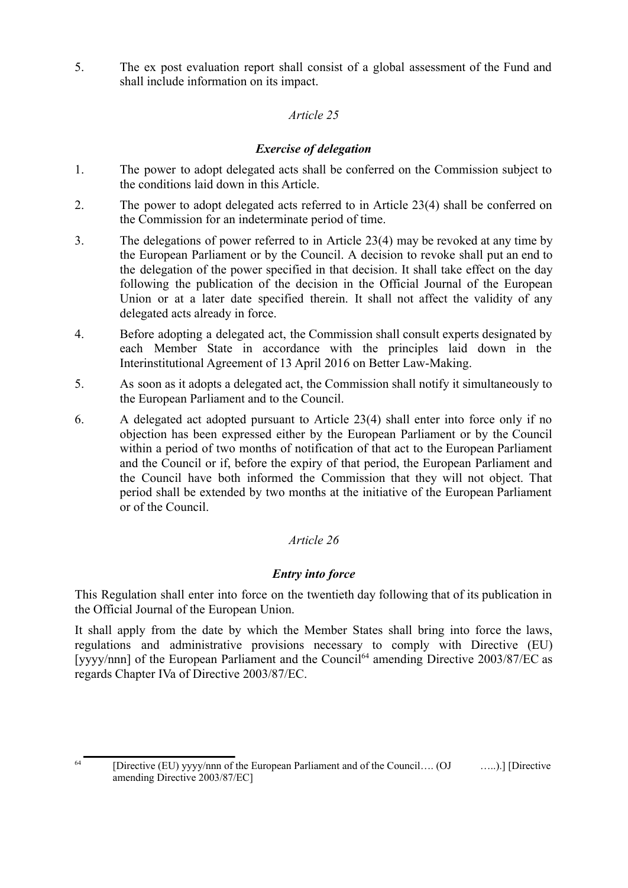5. The ex post evaluation report shall consist of a global assessment of the Fund and shall include information on its impact.

*Article 25*

***Exercise of delegation***

1. The power to adopt delegated acts shall be conferred on the Commission subject to the conditions laid down in this Article.
2. The power to adopt delegated acts referred to in Article 23(4) shall be conferred on the Commission for an indeterminate period of time.
3. The delegations of power referred to in Article 23(4) may be revoked at any time by the European Parliament or by the Council. A decision to revoke shall put an end to the delegation of the power specified in that decision. It shall take effect on the day following the publication of the decision in the Official Journal of the European Union or at a later date specified therein. It shall not affect the validity of any delegated acts already in force.
4. Before adopting a delegated act, the Commission shall consult experts designated by each Member State in accordance with the principles laid down in the Interinstitutional Agreement of 13 April 2016 on Better Law-Making.
5. As soon as it adopts a delegated act, the Commission shall notify it simultaneously to the European Parliament and to the Council.
6. A delegated act adopted pursuant to Article 23(4) shall enter into force only if no objection has been expressed either by the European Parliament or by the Council within a period of two months of notification of that act to the European Parliament and the Council or if, before the expiry of that period, the European Parliament and the Council have both informed the Commission that they will not object. That period shall be extended by two months at the initiative of the European Parliament or of the Council.

*Article 26*

***Entry into force***

This Regulation shall enter into force on the twentieth day following that of its publication in the Official Journal of the European Union.

It shall apply from the date by which the Member States shall bring into force the laws, regulations and administrative provisions necessary to comply with Directive (EU) [yyyy/nnn] of the European Parliament and the Council[64] amending Directive 2003/87/EC as regards Chapter IVa of Directive 2003/87/EC.

---

[64] [Directive (EU) yyyy/nnn of the European Parliament and of the Council…. (OJ …..).] [Directive amending Directive 2003/87/EC]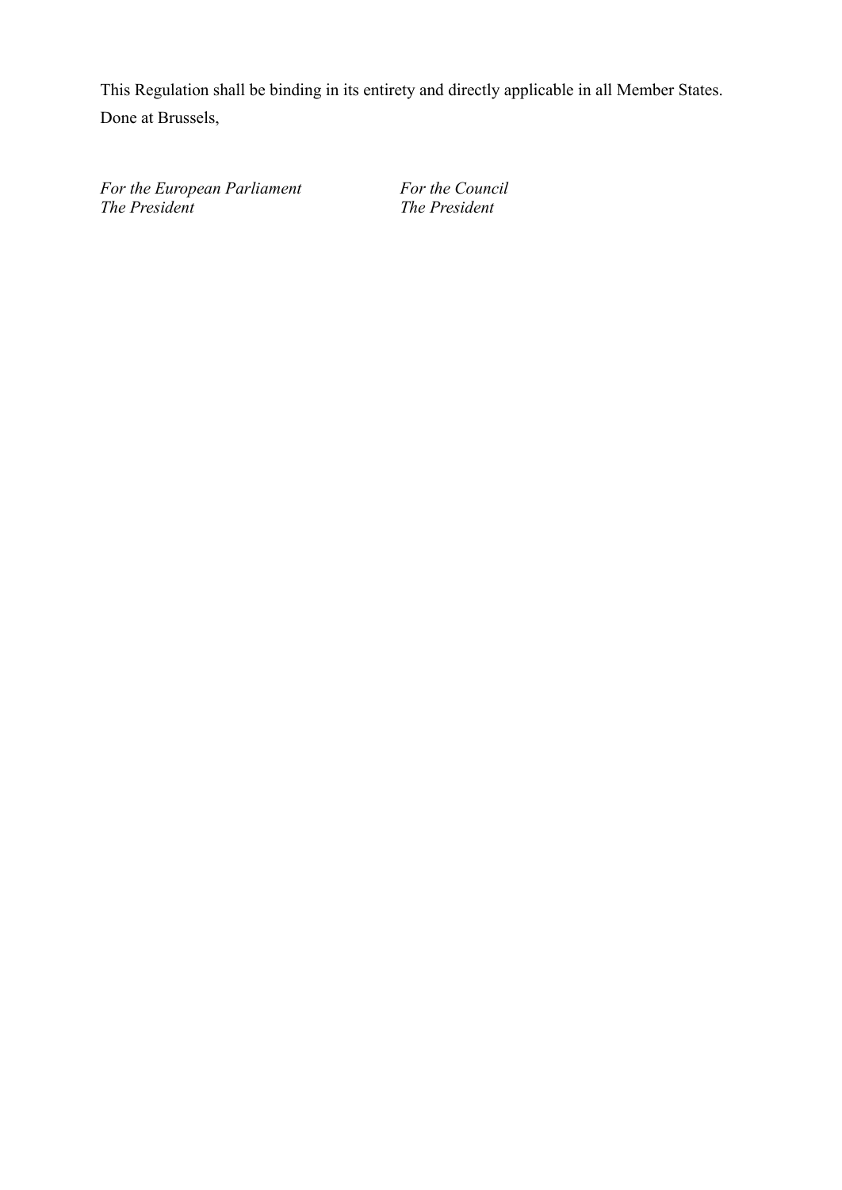This Regulation shall be binding in its entirety and directly applicable in all Member States.

Done at Brussels,

| | |
|---|---|
| *For the European Parliament* | *For the Council* |
| *The President* | *The President* |